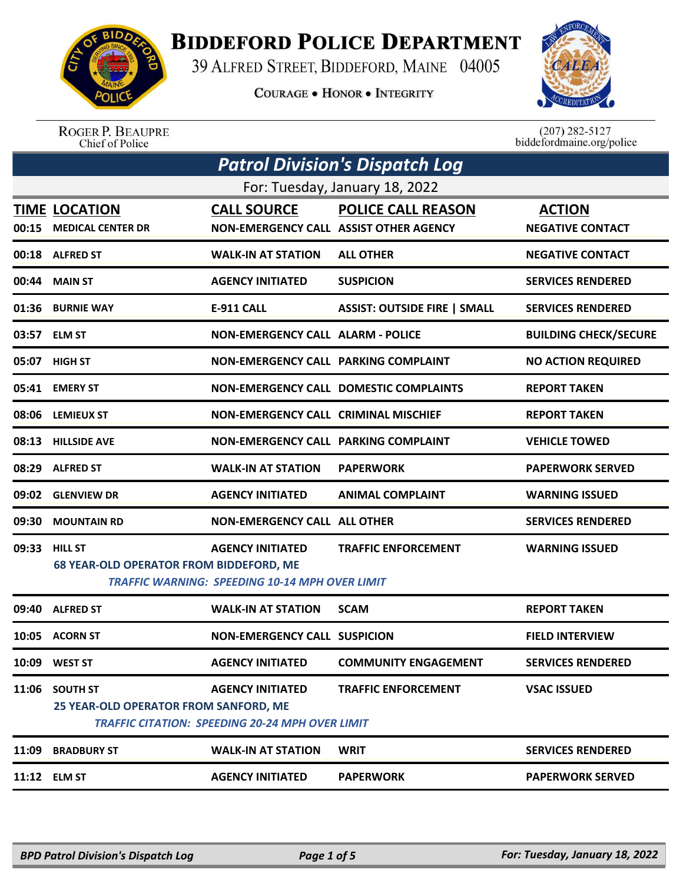# Biddeford Police Department

39 Alfred Street, Biddeford, Maine 04005

Courage • Honor • Integrity

Roger P. Beaupre
Chief of Police

(207) 282-5127
biddefordmaine.org/police

## *Patrol Division's Dispatch Log*

For: Tuesday, January 18, 2022

| TIME | LOCATION | CALL SOURCE | POLICE CALL REASON | ACTION |
|---|---|---|---|---|
| 00:15 | MEDICAL CENTER DR | NON-EMERGENCY CALL | ASSIST OTHER AGENCY | NEGATIVE CONTACT |
| 00:18 | ALFRED ST | WALK-IN AT STATION | ALL OTHER | NEGATIVE CONTACT |
| 00:44 | MAIN ST | AGENCY INITIATED | SUSPICION | SERVICES RENDERED |
| 01:36 | BURNIE WAY | E-911 CALL | ASSIST: OUTSIDE FIRE \| SMALL | SERVICES RENDERED |
| 03:57 | ELM ST | NON-EMERGENCY CALL | ALARM - POLICE | BUILDING CHECK/SECURE |
| 05:07 | HIGH ST | NON-EMERGENCY CALL | PARKING COMPLAINT | NO ACTION REQUIRED |
| 05:41 | EMERY ST | NON-EMERGENCY CALL | DOMESTIC COMPLAINTS | REPORT TAKEN |
| 08:06 | LEMIEUX ST | NON-EMERGENCY CALL | CRIMINAL MISCHIEF | REPORT TAKEN |
| 08:13 | HILLSIDE AVE | NON-EMERGENCY CALL | PARKING COMPLAINT | VEHICLE TOWED |
| 08:29 | ALFRED ST | WALK-IN AT STATION | PAPERWORK | PAPERWORK SERVED |
| 09:02 | GLENVIEW DR | AGENCY INITIATED | ANIMAL COMPLAINT | WARNING ISSUED |
| 09:30 | MOUNTAIN RD | NON-EMERGENCY CALL | ALL OTHER | SERVICES RENDERED |
| 09:33 | HILL ST<br>68 YEAR-OLD OPERATOR FROM BIDDEFORD, ME<br>*TRAFFIC WARNING: SPEEDING 10-14 MPH OVER LIMIT* | AGENCY INITIATED | TRAFFIC ENFORCEMENT | WARNING ISSUED |
| 09:40 | ALFRED ST | WALK-IN AT STATION | SCAM | REPORT TAKEN |
| 10:05 | ACORN ST | NON-EMERGENCY CALL | SUSPICION | FIELD INTERVIEW |
| 10:09 | WEST ST | AGENCY INITIATED | COMMUNITY ENGAGEMENT | SERVICES RENDERED |
| 11:06 | SOUTH ST<br>25 YEAR-OLD OPERATOR FROM SANFORD, ME<br>*TRAFFIC CITATION: SPEEDING 20-24 MPH OVER LIMIT* | AGENCY INITIATED | TRAFFIC ENFORCEMENT | VSAC ISSUED |
| 11:09 | BRADBURY ST | WALK-IN AT STATION | WRIT | SERVICES RENDERED |
| 11:12 | ELM ST | AGENCY INITIATED | PAPERWORK | PAPERWORK SERVED |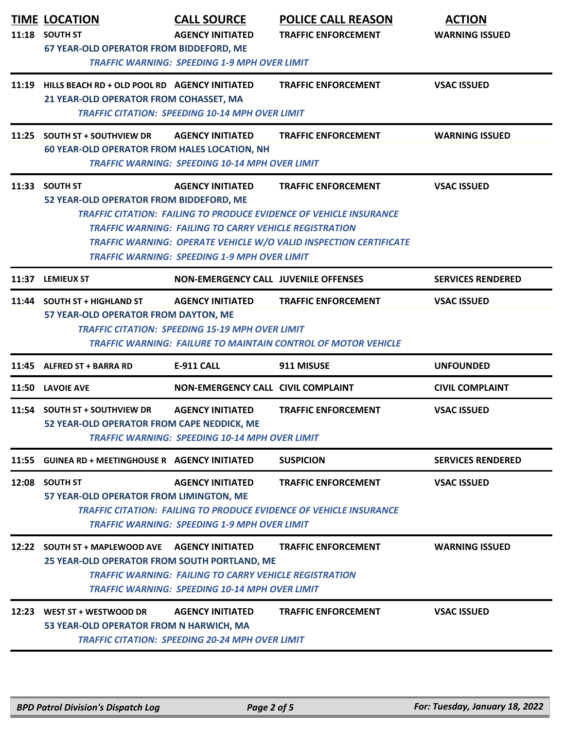| TIME | LOCATION | CALL SOURCE | POLICE CALL REASON | ACTION |
|---|---|---|---|---|
| 11:18 | SOUTH ST | AGENCY INITIATED | TRAFFIC ENFORCEMENT | WARNING ISSUED |
| | 67 YEAR-OLD OPERATOR FROM BIDDEFORD, ME | | | |
| | *TRAFFIC WARNING: SPEEDING 1-9 MPH OVER LIMIT* | | | |
| 11:19 | HILLS BEACH RD + OLD POOL RD | AGENCY INITIATED | TRAFFIC ENFORCEMENT | VSAC ISSUED |
| | 21 YEAR-OLD OPERATOR FROM COHASSET, MA | | | |
| | *TRAFFIC CITATION: SPEEDING 10-14 MPH OVER LIMIT* | | | |
| 11:25 | SOUTH ST + SOUTHVIEW DR | AGENCY INITIATED | TRAFFIC ENFORCEMENT | WARNING ISSUED |
| | 60 YEAR-OLD OPERATOR FROM HALES LOCATION, NH | | | |
| | *TRAFFIC WARNING: SPEEDING 10-14 MPH OVER LIMIT* | | | |
| 11:33 | SOUTH ST | AGENCY INITIATED | TRAFFIC ENFORCEMENT | VSAC ISSUED |
| | 52 YEAR-OLD OPERATOR FROM BIDDEFORD, ME | | | |
| | *TRAFFIC CITATION: FAILING TO PRODUCE EVIDENCE OF VEHICLE INSURANCE* | | | |
| | *TRAFFIC WARNING: FAILING TO CARRY VEHICLE REGISTRATION* | | | |
| | *TRAFFIC WARNING: OPERATE VEHICLE W/O VALID INSPECTION CERTIFICATE* | | | |
| | *TRAFFIC WARNING: SPEEDING 1-9 MPH OVER LIMIT* | | | |
| 11:37 | LEMIEUX ST | NON-EMERGENCY CALL | JUVENILE OFFENSES | SERVICES RENDERED |
| 11:44 | SOUTH ST + HIGHLAND ST | AGENCY INITIATED | TRAFFIC ENFORCEMENT | VSAC ISSUED |
| | 57 YEAR-OLD OPERATOR FROM DAYTON, ME | | | |
| | *TRAFFIC CITATION: SPEEDING 15-19 MPH OVER LIMIT* | | | |
| | *TRAFFIC WARNING: FAILURE TO MAINTAIN CONTROL OF MOTOR VEHICLE* | | | |
| 11:45 | ALFRED ST + BARRA RD | E-911 CALL | 911 MISUSE | UNFOUNDED |
| 11:50 | LAVOIE AVE | NON-EMERGENCY CALL | CIVIL COMPLAINT | CIVIL COMPLAINT |
| 11:54 | SOUTH ST + SOUTHVIEW DR | AGENCY INITIATED | TRAFFIC ENFORCEMENT | VSAC ISSUED |
| | 52 YEAR-OLD OPERATOR FROM CAPE NEDDICK, ME | | | |
| | *TRAFFIC WARNING: SPEEDING 10-14 MPH OVER LIMIT* | | | |
| 11:55 | GUINEA RD + MEETINGHOUSE R | AGENCY INITIATED | SUSPICION | SERVICES RENDERED |
| 12:08 | SOUTH ST | AGENCY INITIATED | TRAFFIC ENFORCEMENT | VSAC ISSUED |
| | 57 YEAR-OLD OPERATOR FROM LIMINGTON, ME | | | |
| | *TRAFFIC CITATION: FAILING TO PRODUCE EVIDENCE OF VEHICLE INSURANCE* | | | |
| | *TRAFFIC WARNING: SPEEDING 1-9 MPH OVER LIMIT* | | | |
| 12:22 | SOUTH ST + MAPLEWOOD AVE | AGENCY INITIATED | TRAFFIC ENFORCEMENT | WARNING ISSUED |
| | 25 YEAR-OLD OPERATOR FROM SOUTH PORTLAND, ME | | | |
| | *TRAFFIC WARNING: FAILING TO CARRY VEHICLE REGISTRATION* | | | |
| | *TRAFFIC WARNING: SPEEDING 10-14 MPH OVER LIMIT* | | | |
| 12:23 | WEST ST + WESTWOOD DR | AGENCY INITIATED | TRAFFIC ENFORCEMENT | VSAC ISSUED |
| | 53 YEAR-OLD OPERATOR FROM N HARWICH, MA | | | |
| | *TRAFFIC CITATION: SPEEDING 20-24 MPH OVER LIMIT* | | | |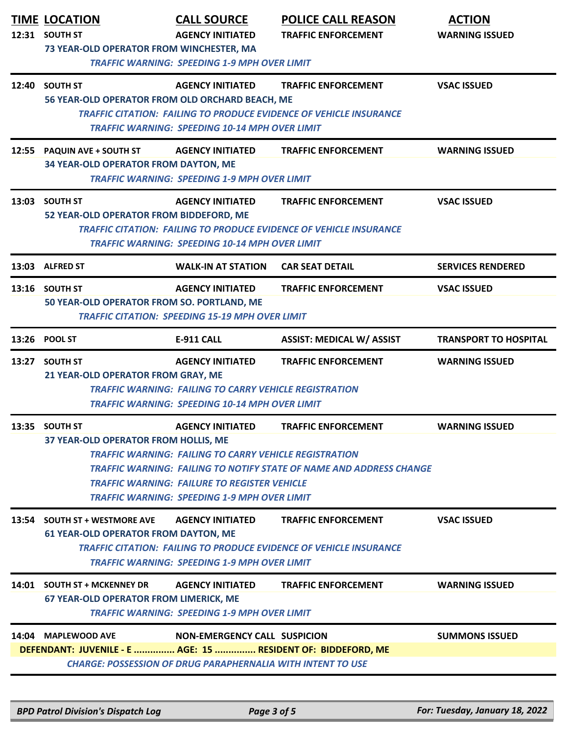| TIME | LOCATION | CALL SOURCE | POLICE CALL REASON | ACTION |
|---|---|---|---|---|
| 12:31 | SOUTH ST | AGENCY INITIATED | TRAFFIC ENFORCEMENT | WARNING ISSUED |

73 YEAR-OLD OPERATOR FROM WINCHESTER, MA

*TRAFFIC WARNING: SPEEDING 1-9 MPH OVER LIMIT*

---

| | | | | |
|---|---|---|---|---|
| 12:40 | SOUTH ST | AGENCY INITIATED | TRAFFIC ENFORCEMENT | VSAC ISSUED |

56 YEAR-OLD OPERATOR FROM OLD ORCHARD BEACH, ME

*TRAFFIC CITATION: FAILING TO PRODUCE EVIDENCE OF VEHICLE INSURANCE*

*TRAFFIC WARNING: SPEEDING 10-14 MPH OVER LIMIT*

---

| | | | | |
|---|---|---|---|---|
| 12:55 | PAQUIN AVE + SOUTH ST | AGENCY INITIATED | TRAFFIC ENFORCEMENT | WARNING ISSUED |

34 YEAR-OLD OPERATOR FROM DAYTON, ME

*TRAFFIC WARNING: SPEEDING 1-9 MPH OVER LIMIT*

---

| | | | | |
|---|---|---|---|---|
| 13:03 | SOUTH ST | AGENCY INITIATED | TRAFFIC ENFORCEMENT | VSAC ISSUED |

52 YEAR-OLD OPERATOR FROM BIDDEFORD, ME

*TRAFFIC CITATION: FAILING TO PRODUCE EVIDENCE OF VEHICLE INSURANCE*

*TRAFFIC WARNING: SPEEDING 10-14 MPH OVER LIMIT*

---

| | | | | |
|---|---|---|---|---|
| 13:03 | ALFRED ST | WALK-IN AT STATION | CAR SEAT DETAIL | SERVICES RENDERED |

---

| | | | | |
|---|---|---|---|---|
| 13:16 | SOUTH ST | AGENCY INITIATED | TRAFFIC ENFORCEMENT | VSAC ISSUED |

50 YEAR-OLD OPERATOR FROM SO. PORTLAND, ME

*TRAFFIC CITATION: SPEEDING 15-19 MPH OVER LIMIT*

---

| | | | | |
|---|---|---|---|---|
| 13:26 | POOL ST | E-911 CALL | ASSIST: MEDICAL W/ ASSIST | TRANSPORT TO HOSPITAL |

---

| | | | | |
|---|---|---|---|---|
| 13:27 | SOUTH ST | AGENCY INITIATED | TRAFFIC ENFORCEMENT | WARNING ISSUED |

21 YEAR-OLD OPERATOR FROM GRAY, ME

*TRAFFIC WARNING: FAILING TO CARRY VEHICLE REGISTRATION*

*TRAFFIC WARNING: SPEEDING 10-14 MPH OVER LIMIT*

---

| | | | | |
|---|---|---|---|---|
| 13:35 | SOUTH ST | AGENCY INITIATED | TRAFFIC ENFORCEMENT | WARNING ISSUED |

37 YEAR-OLD OPERATOR FROM HOLLIS, ME

*TRAFFIC WARNING: FAILING TO CARRY VEHICLE REGISTRATION*

*TRAFFIC WARNING: FAILING TO NOTIFY STATE OF NAME AND ADDRESS CHANGE*

*TRAFFIC WARNING: FAILURE TO REGISTER VEHICLE*

*TRAFFIC WARNING: SPEEDING 1-9 MPH OVER LIMIT*

---

| | | | | |
|---|---|---|---|---|
| 13:54 | SOUTH ST + WESTMORE AVE | AGENCY INITIATED | TRAFFIC ENFORCEMENT | VSAC ISSUED |

61 YEAR-OLD OPERATOR FROM DAYTON, ME

*TRAFFIC CITATION: FAILING TO PRODUCE EVIDENCE OF VEHICLE INSURANCE*

*TRAFFIC WARNING: SPEEDING 1-9 MPH OVER LIMIT*

---

| | | | | |
|---|---|---|---|---|
| 14:01 | SOUTH ST + MCKENNEY DR | AGENCY INITIATED | TRAFFIC ENFORCEMENT | WARNING ISSUED |

67 YEAR-OLD OPERATOR FROM LIMERICK, ME

*TRAFFIC WARNING: SPEEDING 1-9 MPH OVER LIMIT*

---

| | | | | |
|---|---|---|---|---|
| 14:04 | MAPLEWOOD AVE | NON-EMERGENCY CALL | SUSPICION | SUMMONS ISSUED |

DEFENDANT: JUVENILE - E ............... AGE: 15 ............... RESIDENT OF: BIDDEFORD, ME

*CHARGE: POSSESSION OF DRUG PARAPHERNALIA WITH INTENT TO USE*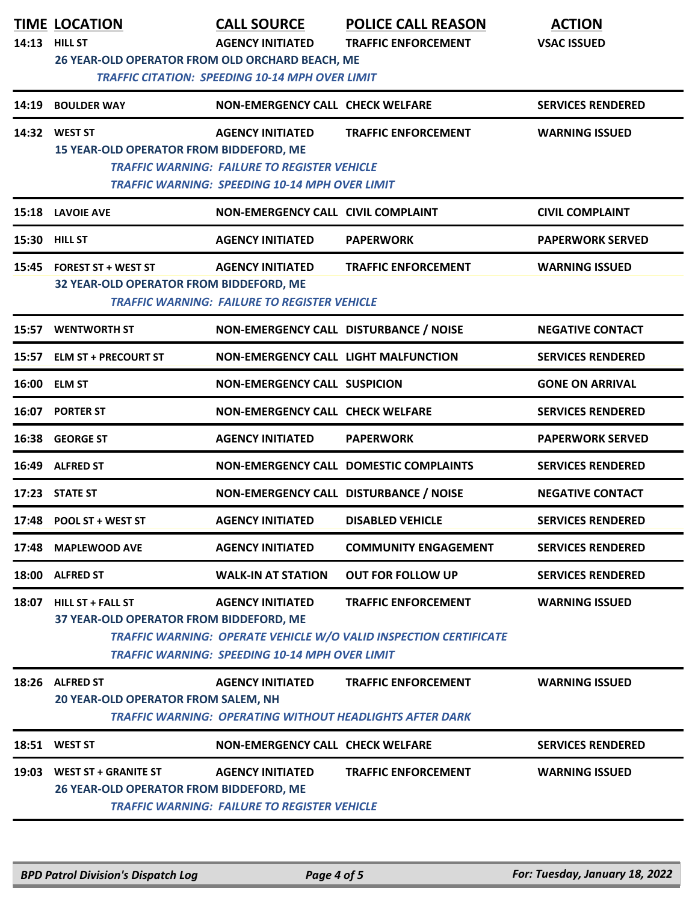| TIME | LOCATION | CALL SOURCE | POLICE CALL REASON | ACTION |
|---|---|---|---|---|
| 14:13 | HILL ST | AGENCY INITIATED | TRAFFIC ENFORCEMENT | VSAC ISSUED |
| | 26 YEAR-OLD OPERATOR FROM OLD ORCHARD BEACH, ME | | | |
| | *TRAFFIC CITATION: SPEEDING 10-14 MPH OVER LIMIT* | | | |
| 14:19 | BOULDER WAY | NON-EMERGENCY CALL | CHECK WELFARE | SERVICES RENDERED |
| 14:32 | WEST ST | AGENCY INITIATED | TRAFFIC ENFORCEMENT | WARNING ISSUED |
| | 15 YEAR-OLD OPERATOR FROM BIDDEFORD, ME | | | |
| | *TRAFFIC WARNING: FAILURE TO REGISTER VEHICLE* | | | |
| | *TRAFFIC WARNING: SPEEDING 10-14 MPH OVER LIMIT* | | | |
| 15:18 | LAVOIE AVE | NON-EMERGENCY CALL | CIVIL COMPLAINT | CIVIL COMPLAINT |
| 15:30 | HILL ST | AGENCY INITIATED | PAPERWORK | PAPERWORK SERVED |
| 15:45 | FOREST ST + WEST ST | AGENCY INITIATED | TRAFFIC ENFORCEMENT | WARNING ISSUED |
| | 32 YEAR-OLD OPERATOR FROM BIDDEFORD, ME | | | |
| | *TRAFFIC WARNING: FAILURE TO REGISTER VEHICLE* | | | |
| 15:57 | WENTWORTH ST | NON-EMERGENCY CALL | DISTURBANCE / NOISE | NEGATIVE CONTACT |
| 15:57 | ELM ST + PRECOURT ST | NON-EMERGENCY CALL | LIGHT MALFUNCTION | SERVICES RENDERED |
| 16:00 | ELM ST | NON-EMERGENCY CALL | SUSPICION | GONE ON ARRIVAL |
| 16:07 | PORTER ST | NON-EMERGENCY CALL | CHECK WELFARE | SERVICES RENDERED |
| 16:38 | GEORGE ST | AGENCY INITIATED | PAPERWORK | PAPERWORK SERVED |
| 16:49 | ALFRED ST | NON-EMERGENCY CALL | DOMESTIC COMPLAINTS | SERVICES RENDERED |
| 17:23 | STATE ST | NON-EMERGENCY CALL | DISTURBANCE / NOISE | NEGATIVE CONTACT |
| 17:48 | POOL ST + WEST ST | AGENCY INITIATED | DISABLED VEHICLE | SERVICES RENDERED |
| 17:48 | MAPLEWOOD AVE | AGENCY INITIATED | COMMUNITY ENGAGEMENT | SERVICES RENDERED |
| 18:00 | ALFRED ST | WALK-IN AT STATION | OUT FOR FOLLOW UP | SERVICES RENDERED |
| 18:07 | HILL ST + FALL ST | AGENCY INITIATED | TRAFFIC ENFORCEMENT | WARNING ISSUED |
| | 37 YEAR-OLD OPERATOR FROM BIDDEFORD, ME | | | |
| | *TRAFFIC WARNING: OPERATE VEHICLE W/O VALID INSPECTION CERTIFICATE* | | | |
| | *TRAFFIC WARNING: SPEEDING 10-14 MPH OVER LIMIT* | | | |
| 18:26 | ALFRED ST | AGENCY INITIATED | TRAFFIC ENFORCEMENT | WARNING ISSUED |
| | 20 YEAR-OLD OPERATOR FROM SALEM, NH | | | |
| | *TRAFFIC WARNING: OPERATING WITHOUT HEADLIGHTS AFTER DARK* | | | |
| 18:51 | WEST ST | NON-EMERGENCY CALL | CHECK WELFARE | SERVICES RENDERED |
| 19:03 | WEST ST + GRANITE ST | AGENCY INITIATED | TRAFFIC ENFORCEMENT | WARNING ISSUED |
| | 26 YEAR-OLD OPERATOR FROM BIDDEFORD, ME | | | |
| | *TRAFFIC WARNING: FAILURE TO REGISTER VEHICLE* | | | |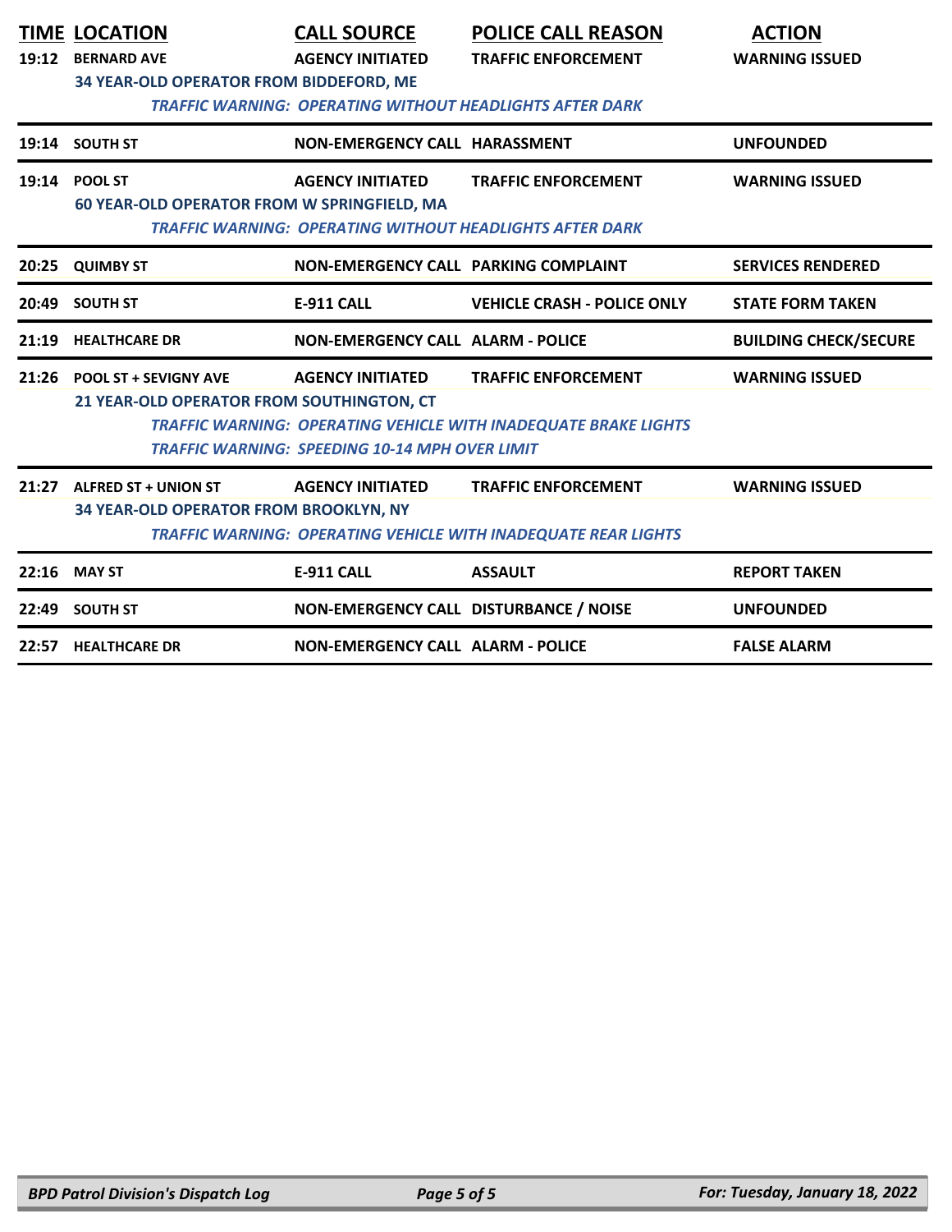| TIME | LOCATION | CALL SOURCE | POLICE CALL REASON | ACTION |
|---|---|---|---|---|
| 19:12 | BERNARD AVE | AGENCY INITIATED | TRAFFIC ENFORCEMENT | WARNING ISSUED |
| | 34 YEAR-OLD OPERATOR FROM BIDDEFORD, ME | | | |
| | | *TRAFFIC WARNING: OPERATING WITHOUT HEADLIGHTS AFTER DARK* | | |
| 19:14 | SOUTH ST | NON-EMERGENCY CALL | HARASSMENT | UNFOUNDED |
| 19:14 | POOL ST | AGENCY INITIATED | TRAFFIC ENFORCEMENT | WARNING ISSUED |
| | 60 YEAR-OLD OPERATOR FROM W SPRINGFIELD, MA | | | |
| | | *TRAFFIC WARNING: OPERATING WITHOUT HEADLIGHTS AFTER DARK* | | |
| 20:25 | QUIMBY ST | NON-EMERGENCY CALL | PARKING COMPLAINT | SERVICES RENDERED |
| 20:49 | SOUTH ST | E-911 CALL | VEHICLE CRASH - POLICE ONLY | STATE FORM TAKEN |
| 21:19 | HEALTHCARE DR | NON-EMERGENCY CALL | ALARM - POLICE | BUILDING CHECK/SECURE |
| 21:26 | POOL ST + SEVIGNY AVE | AGENCY INITIATED | TRAFFIC ENFORCEMENT | WARNING ISSUED |
| | 21 YEAR-OLD OPERATOR FROM SOUTHINGTON, CT | | | |
| | | *TRAFFIC WARNING: OPERATING VEHICLE WITH INADEQUATE BRAKE LIGHTS* | | |
| | | *TRAFFIC WARNING: SPEEDING 10-14 MPH OVER LIMIT* | | |
| 21:27 | ALFRED ST + UNION ST | AGENCY INITIATED | TRAFFIC ENFORCEMENT | WARNING ISSUED |
| | 34 YEAR-OLD OPERATOR FROM BROOKLYN, NY | | | |
| | | *TRAFFIC WARNING: OPERATING VEHICLE WITH INADEQUATE REAR LIGHTS* | | |
| 22:16 | MAY ST | E-911 CALL | ASSAULT | REPORT TAKEN |
| 22:49 | SOUTH ST | NON-EMERGENCY CALL | DISTURBANCE / NOISE | UNFOUNDED |
| 22:57 | HEALTHCARE DR | NON-EMERGENCY CALL | ALARM - POLICE | FALSE ALARM |